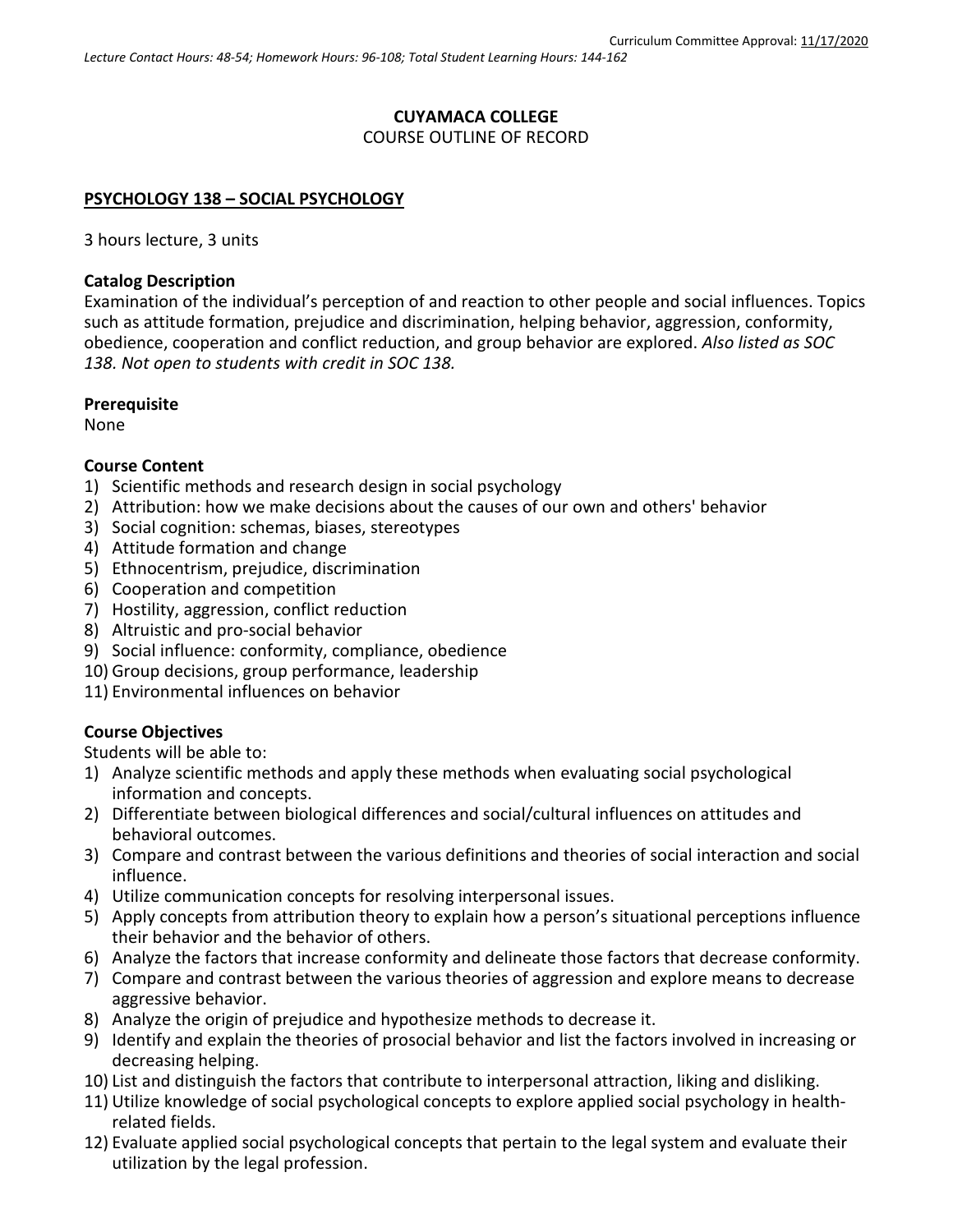Curriculum Committee Approval: 11/17/2020

*Lecture Contact Hours: 48-54; Homework Hours: 96-108; Total Student Learning Hours: 144-162*

**CUYAMACA COLLEGE**
COURSE OUTLINE OF RECORD

**PSYCHOLOGY 138 – SOCIAL PSYCHOLOGY**

3 hours lecture, 3 units

**Catalog Description**
Examination of the individual's perception of and reaction to other people and social influences. Topics such as attitude formation, prejudice and discrimination, helping behavior, aggression, conformity, obedience, cooperation and conflict reduction, and group behavior are explored. *Also listed as SOC 138. Not open to students with credit in SOC 138.*

**Prerequisite**
None

**Course Content**
1) Scientific methods and research design in social psychology
2) Attribution: how we make decisions about the causes of our own and others' behavior
3) Social cognition: schemas, biases, stereotypes
4) Attitude formation and change
5) Ethnocentrism, prejudice, discrimination
6) Cooperation and competition
7) Hostility, aggression, conflict reduction
8) Altruistic and pro-social behavior
9) Social influence: conformity, compliance, obedience
10) Group decisions, group performance, leadership
11) Environmental influences on behavior

**Course Objectives**
Students will be able to:
1) Analyze scientific methods and apply these methods when evaluating social psychological information and concepts.
2) Differentiate between biological differences and social/cultural influences on attitudes and behavioral outcomes.
3) Compare and contrast between the various definitions and theories of social interaction and social influence.
4) Utilize communication concepts for resolving interpersonal issues.
5) Apply concepts from attribution theory to explain how a person's situational perceptions influence their behavior and the behavior of others.
6) Analyze the factors that increase conformity and delineate those factors that decrease conformity.
7) Compare and contrast between the various theories of aggression and explore means to decrease aggressive behavior.
8) Analyze the origin of prejudice and hypothesize methods to decrease it.
9) Identify and explain the theories of prosocial behavior and list the factors involved in increasing or decreasing helping.
10) List and distinguish the factors that contribute to interpersonal attraction, liking and disliking.
11) Utilize knowledge of social psychological concepts to explore applied social psychology in health-related fields.
12) Evaluate applied social psychological concepts that pertain to the legal system and evaluate their utilization by the legal profession.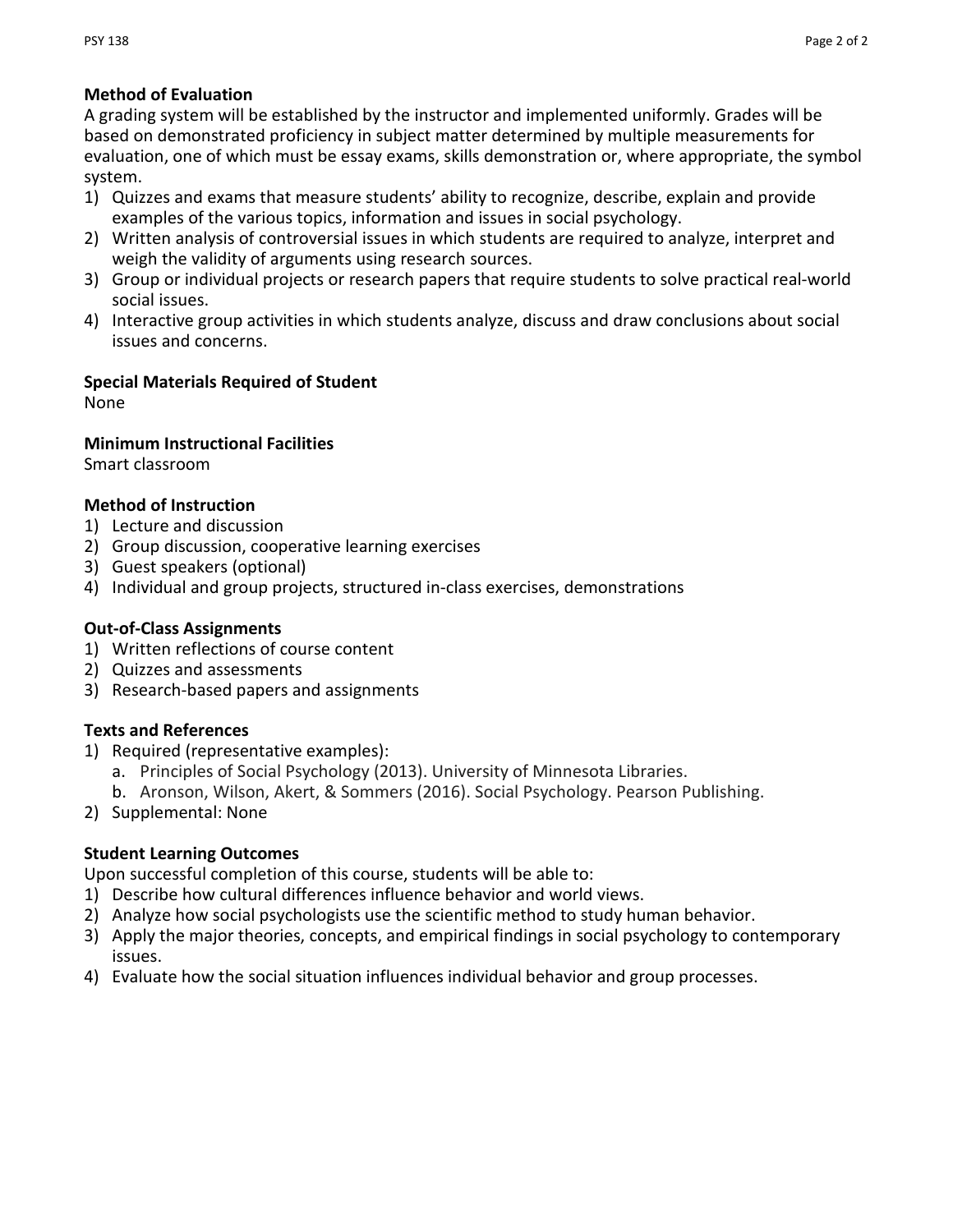**Method of Evaluation**

A grading system will be established by the instructor and implemented uniformly. Grades will be based on demonstrated proficiency in subject matter determined by multiple measurements for evaluation, one of which must be essay exams, skills demonstration or, where appropriate, the symbol system.

1) Quizzes and exams that measure students' ability to recognize, describe, explain and provide examples of the various topics, information and issues in social psychology.
2) Written analysis of controversial issues in which students are required to analyze, interpret and weigh the validity of arguments using research sources.
3) Group or individual projects or research papers that require students to solve practical real-world social issues.
4) Interactive group activities in which students analyze, discuss and draw conclusions about social issues and concerns.

**Special Materials Required of Student**

None

**Minimum Instructional Facilities**

Smart classroom

**Method of Instruction**

1) Lecture and discussion
2) Group discussion, cooperative learning exercises
3) Guest speakers (optional)
4) Individual and group projects, structured in-class exercises, demonstrations

**Out-of-Class Assignments**

1) Written reflections of course content
2) Quizzes and assessments
3) Research-based papers and assignments

**Texts and References**

1) Required (representative examples):
   a. Principles of Social Psychology (2013). University of Minnesota Libraries.
   b. Aronson, Wilson, Akert, & Sommers (2016). Social Psychology. Pearson Publishing.
2) Supplemental: None

**Student Learning Outcomes**

Upon successful completion of this course, students will be able to:

1) Describe how cultural differences influence behavior and world views.
2) Analyze how social psychologists use the scientific method to study human behavior.
3) Apply the major theories, concepts, and empirical findings in social psychology to contemporary issues.
4) Evaluate how the social situation influences individual behavior and group processes.